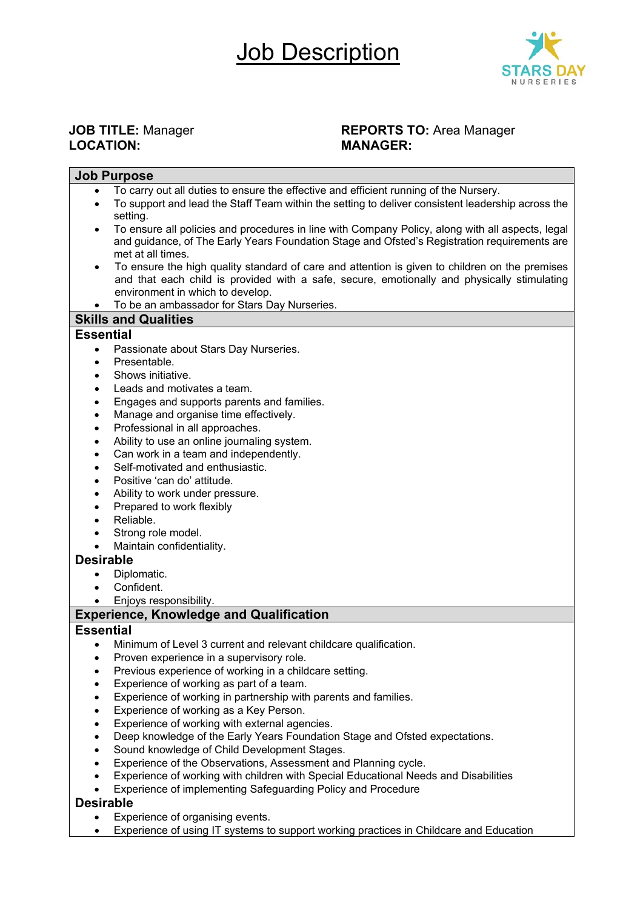# Job Description

STARS DAY NURSERIES

**JOB TITLE:** Manager
**LOCATION:**

**REPORTS TO:** Area Manager
**MANAGER:**

## Job Purpose

- To carry out all duties to ensure the effective and efficient running of the Nursery.
- To support and lead the Staff Team within the setting to deliver consistent leadership across the setting.
- To ensure all policies and procedures in line with Company Policy, along with all aspects, legal and guidance, of The Early Years Foundation Stage and Ofsted's Registration requirements are met at all times.
- To ensure the high quality standard of care and attention is given to children on the premises and that each child is provided with a safe, secure, emotionally and physically stimulating environment in which to develop.
- To be an ambassador for Stars Day Nurseries.

## Skills and Qualities

### Essential

- Passionate about Stars Day Nurseries.
- Presentable.
- Shows initiative.
- Leads and motivates a team.
- Engages and supports parents and families.
- Manage and organise time effectively.
- Professional in all approaches.
- Ability to use an online journaling system.
- Can work in a team and independently.
- Self-motivated and enthusiastic.
- Positive 'can do' attitude.
- Ability to work under pressure.
- Prepared to work flexibly
- Reliable.
- Strong role model.
- Maintain confidentiality.

### Desirable

- Diplomatic.
- Confident.
- Enjoys responsibility.

## Experience, Knowledge and Qualification

### Essential

- Minimum of Level 3 current and relevant childcare qualification.
- Proven experience in a supervisory role.
- Previous experience of working in a childcare setting.
- Experience of working as part of a team.
- Experience of working in partnership with parents and families.
- Experience of working as a Key Person.
- Experience of working with external agencies.
- Deep knowledge of the Early Years Foundation Stage and Ofsted expectations.
- Sound knowledge of Child Development Stages.
- Experience of the Observations, Assessment and Planning cycle.
- Experience of working with children with Special Educational Needs and Disabilities
- Experience of implementing Safeguarding Policy and Procedure

### Desirable

- Experience of organising events.
- Experience of using IT systems to support working practices in Childcare and Education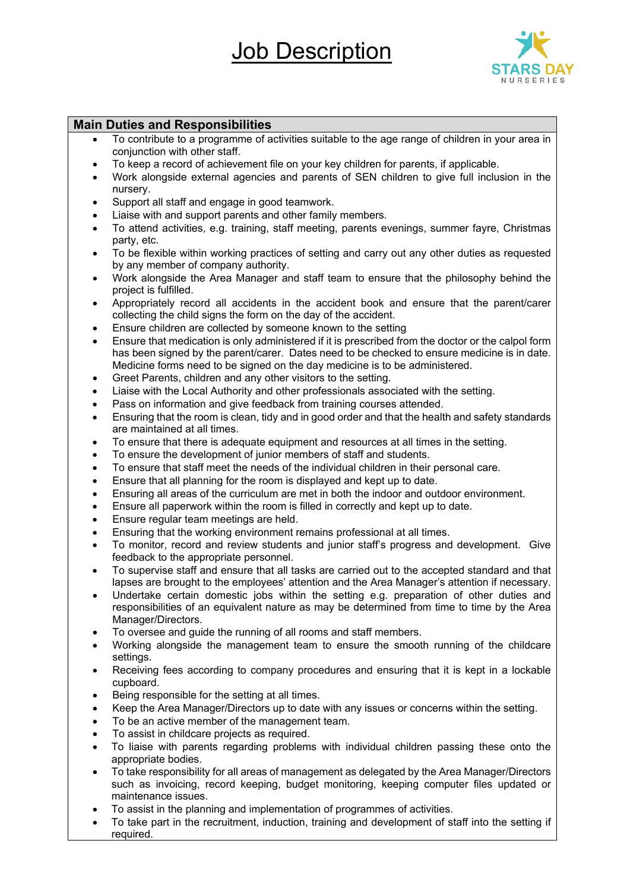# Job Description

STARS DAY NURSERIES

## Main Duties and Responsibilities

- To contribute to a programme of activities suitable to the age range of children in your area in conjunction with other staff.
- To keep a record of achievement file on your key children for parents, if applicable.
- Work alongside external agencies and parents of SEN children to give full inclusion in the nursery.
- Support all staff and engage in good teamwork.
- Liaise with and support parents and other family members.
- To attend activities, e.g. training, staff meeting, parents evenings, summer fayre, Christmas party, etc.
- To be flexible within working practices of setting and carry out any other duties as requested by any member of company authority.
- Work alongside the Area Manager and staff team to ensure that the philosophy behind the project is fulfilled.
- Appropriately record all accidents in the accident book and ensure that the parent/carer collecting the child signs the form on the day of the accident.
- Ensure children are collected by someone known to the setting
- Ensure that medication is only administered if it is prescribed from the doctor or the calpol form has been signed by the parent/carer. Dates need to be checked to ensure medicine is in date. Medicine forms need to be signed on the day medicine is to be administered.
- Greet Parents, children and any other visitors to the setting.
- Liaise with the Local Authority and other professionals associated with the setting.
- Pass on information and give feedback from training courses attended.
- Ensuring that the room is clean, tidy and in good order and that the health and safety standards are maintained at all times.
- To ensure that there is adequate equipment and resources at all times in the setting.
- To ensure the development of junior members of staff and students.
- To ensure that staff meet the needs of the individual children in their personal care.
- Ensure that all planning for the room is displayed and kept up to date.
- Ensuring all areas of the curriculum are met in both the indoor and outdoor environment.
- Ensure all paperwork within the room is filled in correctly and kept up to date.
- Ensure regular team meetings are held.
- Ensuring that the working environment remains professional at all times.
- To monitor, record and review students and junior staff's progress and development. Give feedback to the appropriate personnel.
- To supervise staff and ensure that all tasks are carried out to the accepted standard and that lapses are brought to the employees' attention and the Area Manager's attention if necessary.
- Undertake certain domestic jobs within the setting e.g. preparation of other duties and responsibilities of an equivalent nature as may be determined from time to time by the Area Manager/Directors.
- To oversee and guide the running of all rooms and staff members.
- Working alongside the management team to ensure the smooth running of the childcare settings.
- Receiving fees according to company procedures and ensuring that it is kept in a lockable cupboard.
- Being responsible for the setting at all times.
- Keep the Area Manager/Directors up to date with any issues or concerns within the setting.
- To be an active member of the management team.
- To assist in childcare projects as required.
- To liaise with parents regarding problems with individual children passing these onto the appropriate bodies.
- To take responsibility for all areas of management as delegated by the Area Manager/Directors such as invoicing, record keeping, budget monitoring, keeping computer files updated or maintenance issues.
- To assist in the planning and implementation of programmes of activities.
- To take part in the recruitment, induction, training and development of staff into the setting if required.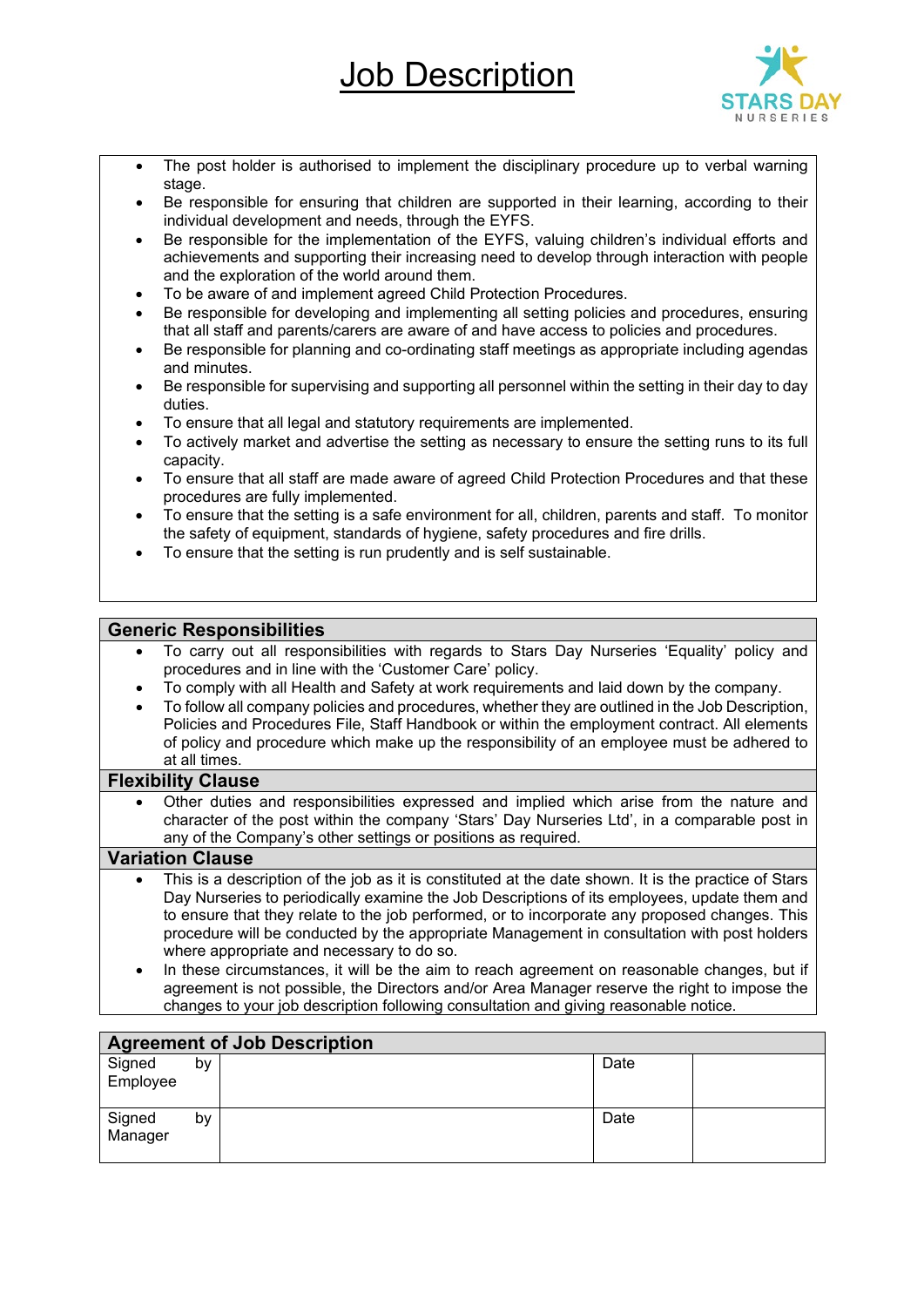# Job Description

- The post holder is authorised to implement the disciplinary procedure up to verbal warning stage.
- Be responsible for ensuring that children are supported in their learning, according to their individual development and needs, through the EYFS.
- Be responsible for the implementation of the EYFS, valuing children's individual efforts and achievements and supporting their increasing need to develop through interaction with people and the exploration of the world around them.
- To be aware of and implement agreed Child Protection Procedures.
- Be responsible for developing and implementing all setting policies and procedures, ensuring that all staff and parents/carers are aware of and have access to policies and procedures.
- Be responsible for planning and co-ordinating staff meetings as appropriate including agendas and minutes.
- Be responsible for supervising and supporting all personnel within the setting in their day to day duties.
- To ensure that all legal and statutory requirements are implemented.
- To actively market and advertise the setting as necessary to ensure the setting runs to its full capacity.
- To ensure that all staff are made aware of agreed Child Protection Procedures and that these procedures are fully implemented.
- To ensure that the setting is a safe environment for all, children, parents and staff. To monitor the safety of equipment, standards of hygiene, safety procedures and fire drills.
- To ensure that the setting is run prudently and is self sustainable.

## Generic Responsibilities

- To carry out all responsibilities with regards to Stars Day Nurseries 'Equality' policy and procedures and in line with the 'Customer Care' policy.
- To comply with all Health and Safety at work requirements and laid down by the company.
- To follow all company policies and procedures, whether they are outlined in the Job Description, Policies and Procedures File, Staff Handbook or within the employment contract. All elements of policy and procedure which make up the responsibility of an employee must be adhered to at all times.

## Flexibility Clause

- Other duties and responsibilities expressed and implied which arise from the nature and character of the post within the company 'Stars' Day Nurseries Ltd', in a comparable post in any of the Company's other settings or positions as required.

## Variation Clause

- This is a description of the job as it is constituted at the date shown. It is the practice of Stars Day Nurseries to periodically examine the Job Descriptions of its employees, update them and to ensure that they relate to the job performed, or to incorporate any proposed changes. This procedure will be conducted by the appropriate Management in consultation with post holders where appropriate and necessary to do so.
- In these circumstances, it will be the aim to reach agreement on reasonable changes, but if agreement is not possible, the Directors and/or Area Manager reserve the right to impose the changes to your job description following consultation and giving reasonable notice.

## Agreement of Job Description

| | | | |
|---|---|---|---|
| Signed by Employee | | Date | |
| Signed by Manager | | Date | |